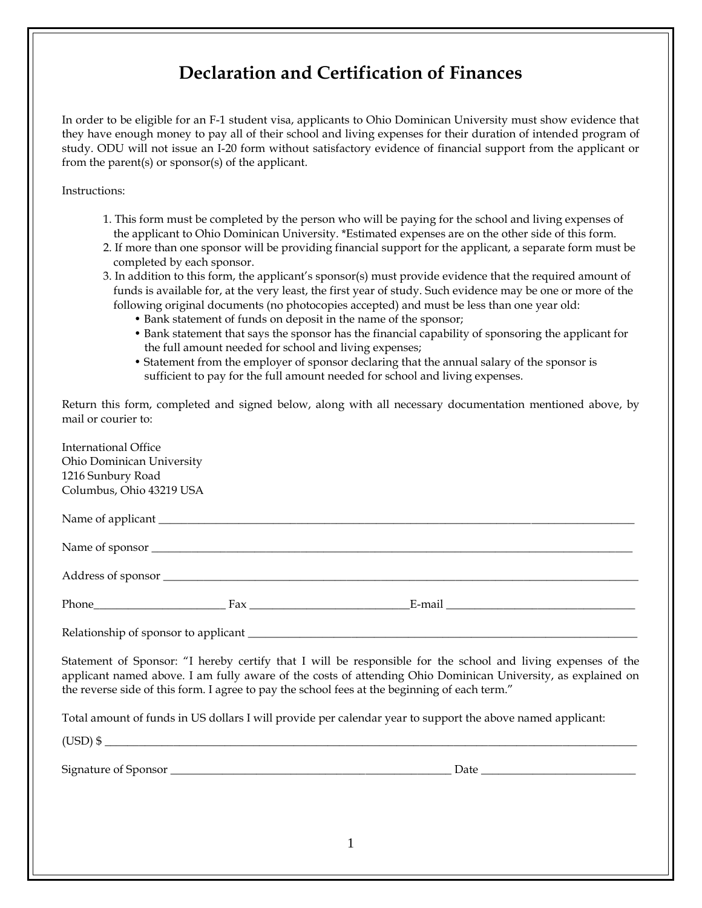# Declaration and Certification of Finances

In order to be eligible for an F-1 student visa, applicants to Ohio Dominican University must show evidence that they have enough money to pay all of their school and living expenses for their duration of intended program of study. ODU will not issue an I-20 form without satisfactory evidence of financial support from the applicant or from the parent(s) or sponsor(s) of the applicant.

Instructions:

1. This form must be completed by the person who will be paying for the school and living expenses of the applicant to Ohio Dominican University. *Estimated expenses are on the other side of this form.
2. If more than one sponsor will be providing financial support for the applicant, a separate form must be completed by each sponsor.
3. In addition to this form, the applicant's sponsor(s) must provide evidence that the required amount of funds is available for, at the very least, the first year of study. Such evidence may be one or more of the following original documents (no photocopies accepted) and must be less than one year old:
   - Bank statement of funds on deposit in the name of the sponsor;
   - Bank statement that says the sponsor has the financial capability of sponsoring the applicant for the full amount needed for school and living expenses;
   - Statement from the employer of sponsor declaring that the annual salary of the sponsor is sufficient to pay for the full amount needed for school and living expenses.

Return this form, completed and signed below, along with all necessary documentation mentioned above, by mail or courier to:

International Office
Ohio Dominican University
1216 Sunbury Road
Columbus, Ohio 43219 USA

Name of applicant ____________________

Name of sponsor ____________________

Address of sponsor ____________________

Phone____________ Fax ____________ E-mail ____________

Relationship of sponsor to applicant ____________________

Statement of Sponsor: "I hereby certify that I will be responsible for the school and living expenses of the applicant named above. I am fully aware of the costs of attending Ohio Dominican University, as explained on the reverse side of this form. I agree to pay the school fees at the beginning of each term."

Total amount of funds in US dollars I will provide per calendar year to support the above named applicant:

(USD) $ ____________________

Signature of Sponsor ____________________ Date ____________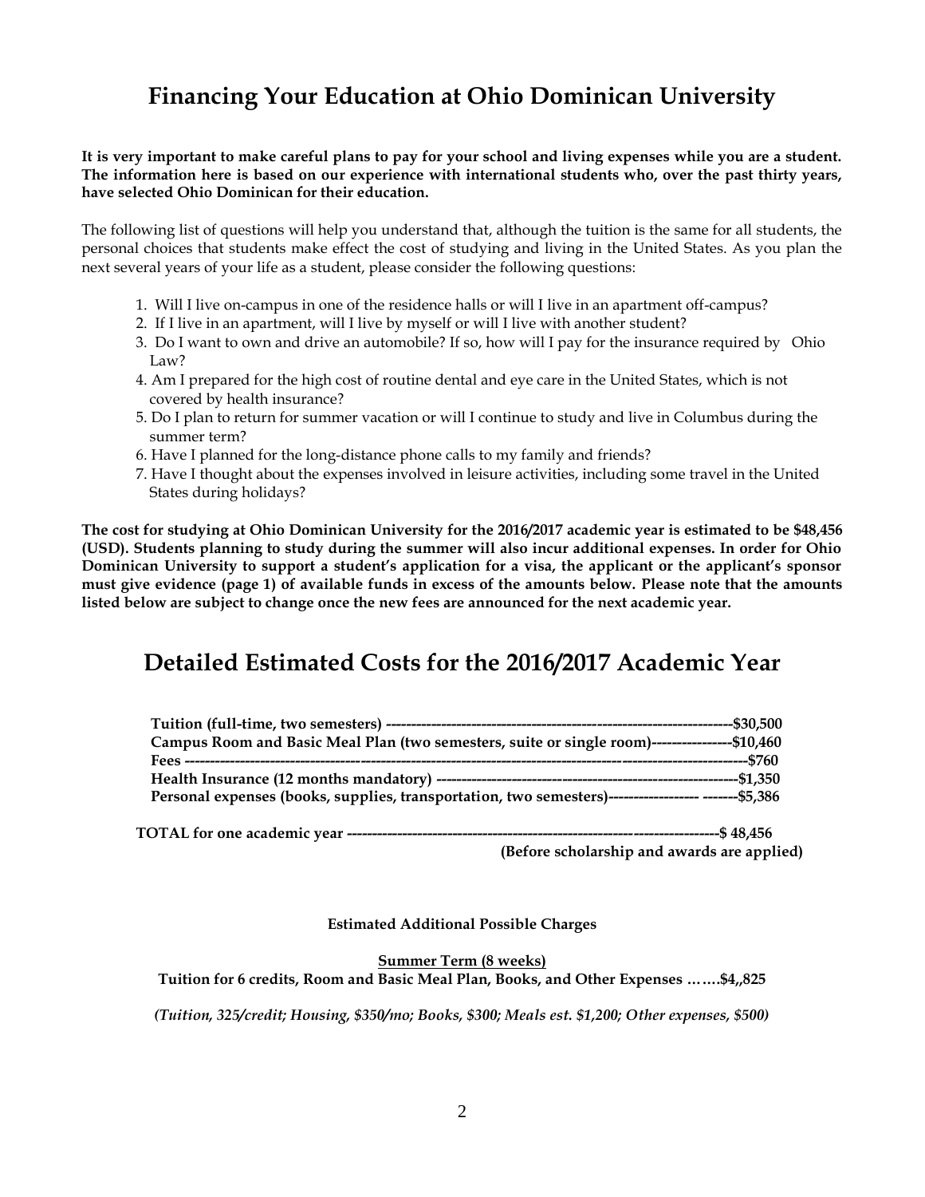# Financing Your Education at Ohio Dominican University

**It is very important to make careful plans to pay for your school and living expenses while you are a student. The information here is based on our experience with international students who, over the past thirty years, have selected Ohio Dominican for their education.**

The following list of questions will help you understand that, although the tuition is the same for all students, the personal choices that students make effect the cost of studying and living in the United States. As you plan the next several years of your life as a student, please consider the following questions:

1. Will I live on-campus in one of the residence halls or will I live in an apartment off-campus?
2. If I live in an apartment, will I live by myself or will I live with another student?
3. Do I want to own and drive an automobile? If so, how will I pay for the insurance required by Ohio Law?
4. Am I prepared for the high cost of routine dental and eye care in the United States, which is not covered by health insurance?
5. Do I plan to return for summer vacation or will I continue to study and live in Columbus during the summer term?
6. Have I planned for the long-distance phone calls to my family and friends?
7. Have I thought about the expenses involved in leisure activities, including some travel in the United States during holidays?

**The cost for studying at Ohio Dominican University for the 2016/2017 academic year is estimated to be $48,456 (USD). Students planning to study during the summer will also incur additional expenses. In order for Ohio Dominican University to support a student's application for a visa, the applicant or the applicant's sponsor must give evidence (page 1) of available funds in excess of the amounts below. Please note that the amounts listed below are subject to change once the new fees are announced for the next academic year.**

# Detailed Estimated Costs for the 2016/2017 Academic Year

**Tuition (full-time, two semesters) ---------------------------------------------------------------------$30,500**
**Campus Room and Basic Meal Plan (two semesters, suite or single room)----------------$10,460**
**Fees ---------------------------------------------------------------------------------------------------------$760**
**Health Insurance (12 months mandatory) ---------------------------------------------------------$1,350**
**Personal expenses (books, supplies, transportation, two semesters)------------------ -------$5,386**

**TOTAL for one academic year ---------------------------------------------------------------------------$ 48,456**
**(Before scholarship and awards are applied)**

**Estimated Additional Possible Charges**

**<u>Summer Term (8 weeks)</u>**
**Tuition for 6 credits, Room and Basic Meal Plan, Books, and Other Expenses …….$4,,825**

***(Tuition, 325/credit; Housing, $350/mo; Books, $300; Meals est. $1,200; Other expenses, $500)***